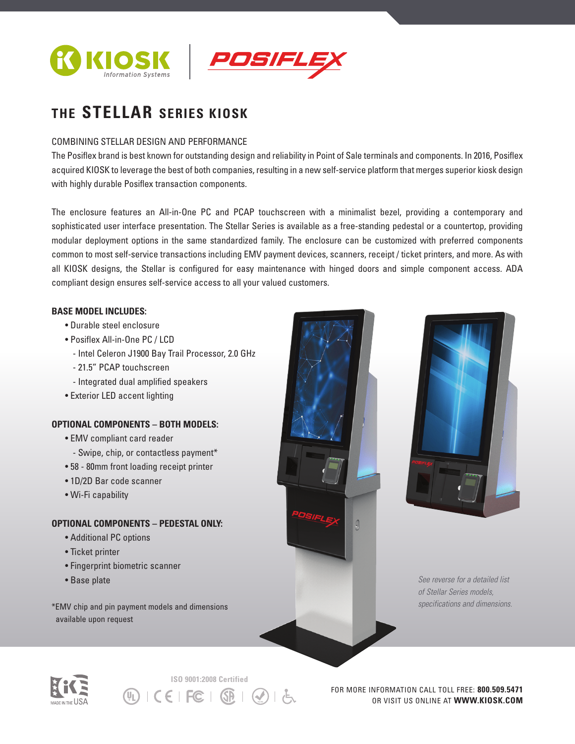# THE STELLAR SERIES KIOSK

## COMBINING STELLAR DESIGN AND PERFORMANCE

The Posiflex brand is best known for outstanding design and reliability in Point of Sale terminals and components. In 2016, Posiflex acquired KIOSK to leverage the best of both companies, resulting in a new self-service platform that merges superior kiosk design with highly durable Posiflex transaction components.

The enclosure features an All-in-One PC and PCAP touchscreen with a minimalist bezel, providing a contemporary and sophisticated user interface presentation. The Stellar Series is available as a free-standing pedestal or a countertop, providing modular deployment options in the same standardized family. The enclosure can be customized with preferred components common to most self-service transactions including EMV payment devices, scanners, receipt / ticket printers, and more. As with all KIOSK designs, the Stellar is configured for easy maintenance with hinged doors and simple component access. ADA compliant design ensures self-service access to all your valued customers.

**BASE MODEL INCLUDES:**

- Durable steel enclosure
- Posiflex All-in-One PC / LCD
  - Intel Celeron J1900 Bay Trail Processor, 2.0 GHz
  - 21.5" PCAP touchscreen
  - Integrated dual amplified speakers
- Exterior LED accent lighting

**OPTIONAL COMPONENTS – BOTH MODELS:**

- EMV compliant card reader
  - Swipe, chip, or contactless payment*
- 58 - 80mm front loading receipt printer
- 1D/2D Bar code scanner
- Wi-Fi capability

**OPTIONAL COMPONENTS – PEDESTAL ONLY:**

- Additional PC options
- Ticket printer
- Fingerprint biometric scanner
- Base plate

*EMV chip and pin payment models and dimensions available upon request

*See reverse for a detailed list of Stellar Series models, specifications and dimensions.*

MADE IN THE USA

ISO 9001:2008 Certified

FOR MORE INFORMATION CALL TOLL FREE: **800.509.5471**
OR VISIT US ONLINE AT **WWW.KIOSK.COM**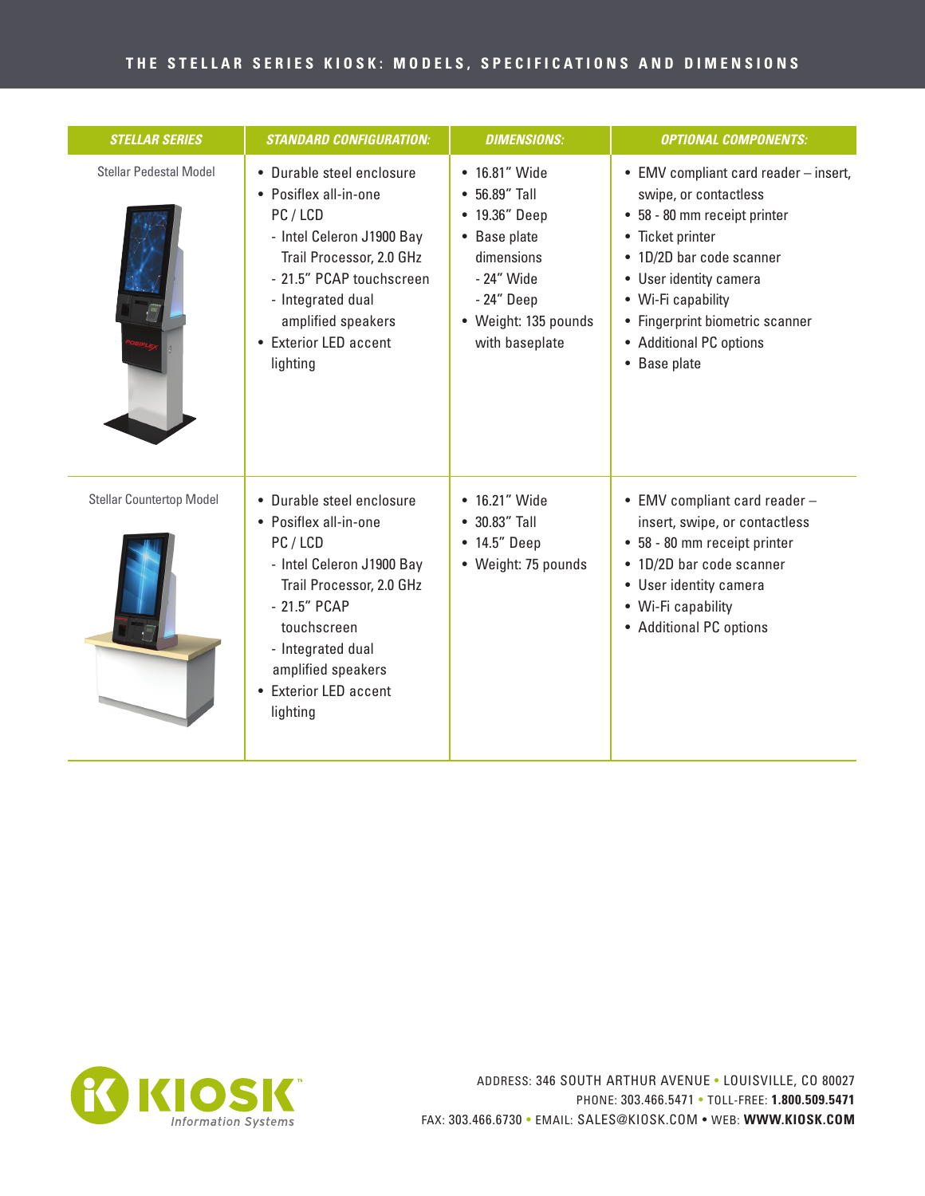# THE STELLAR SERIES KIOSK: MODELS, SPECIFICATIONS AND DIMENSIONS

| STELLAR SERIES | STANDARD CONFIGURATION: | DIMENSIONS: | OPTIONAL COMPONENTS: |
|---|---|---|---|
| Stellar Pedestal Model | • Durable steel enclosure<br>• Posiflex all-in-one PC / LCD<br>- Intel Celeron J1900 Bay Trail Processor, 2.0 GHz<br>- 21.5" PCAP touchscreen<br>- Integrated dual amplified speakers<br>• Exterior LED accent lighting | • 16.81" Wide<br>• 56.89" Tall<br>• 19.36" Deep<br>• Base plate dimensions<br>- 24" Wide<br>- 24" Deep<br>• Weight: 135 pounds with baseplate | • EMV compliant card reader – insert, swipe, or contactless<br>• 58 - 80 mm receipt printer<br>• Ticket printer<br>• 1D/2D bar code scanner<br>• User identity camera<br>• Wi-Fi capability<br>• Fingerprint biometric scanner<br>• Additional PC options<br>• Base plate |
| Stellar Countertop Model | • Durable steel enclosure<br>• Posiflex all-in-one PC / LCD<br>- Intel Celeron J1900 Bay Trail Processor, 2.0 GHz<br>- 21.5" PCAP touchscreen<br>- Integrated dual amplified speakers<br>• Exterior LED accent lighting | • 16.21" Wide<br>• 30.83" Tall<br>• 14.5" Deep<br>• Weight: 75 pounds | • EMV compliant card reader – insert, swipe, or contactless<br>• 58 - 80 mm receipt printer<br>• 1D/2D bar code scanner<br>• User identity camera<br>• Wi-Fi capability<br>• Additional PC options |

KIOSK Information Systems

ADDRESS: 346 SOUTH ARTHUR AVENUE • LOUISVILLE, CO 80027
PHONE: 303.466.5471 • TOLL-FREE: **1.800.509.5471**
FAX: 303.466.6730 • EMAIL: SALES@KIOSK.COM • WEB: **WWW.KIOSK.COM**